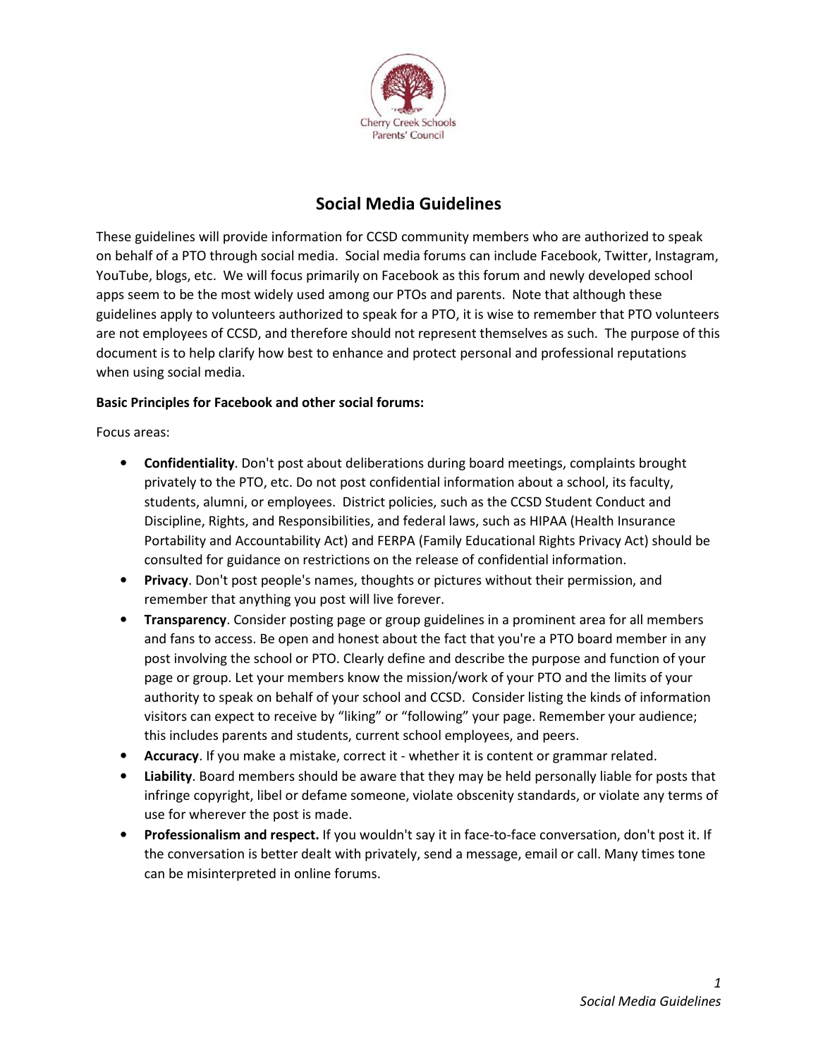Cherry Creek Schools
Parents' Council

# Social Media Guidelines

These guidelines will provide information for CCSD community members who are authorized to speak on behalf of a PTO through social media. Social media forums can include Facebook, Twitter, Instagram, YouTube, blogs, etc. We will focus primarily on Facebook as this forum and newly developed school apps seem to be the most widely used among our PTOs and parents. Note that although these guidelines apply to volunteers authorized to speak for a PTO, it is wise to remember that PTO volunteers are not employees of CCSD, and therefore should not represent themselves as such. The purpose of this document is to help clarify how best to enhance and protect personal and professional reputations when using social media.

**Basic Principles for Facebook and other social forums:**

Focus areas:

- **Confidentiality**. Don't post about deliberations during board meetings, complaints brought privately to the PTO, etc. Do not post confidential information about a school, its faculty, students, alumni, or employees. District policies, such as the CCSD Student Conduct and Discipline, Rights, and Responsibilities, and federal laws, such as HIPAA (Health Insurance Portability and Accountability Act) and FERPA (Family Educational Rights Privacy Act) should be consulted for guidance on restrictions on the release of confidential information.
- **Privacy**. Don't post people's names, thoughts or pictures without their permission, and remember that anything you post will live forever.
- **Transparency**. Consider posting page or group guidelines in a prominent area for all members and fans to access. Be open and honest about the fact that you're a PTO board member in any post involving the school or PTO. Clearly define and describe the purpose and function of your page or group. Let your members know the mission/work of your PTO and the limits of your authority to speak on behalf of your school and CCSD. Consider listing the kinds of information visitors can expect to receive by "liking" or "following" your page. Remember your audience; this includes parents and students, current school employees, and peers.
- **Accuracy**. If you make a mistake, correct it - whether it is content or grammar related.
- **Liability**. Board members should be aware that they may be held personally liable for posts that infringe copyright, libel or defame someone, violate obscenity standards, or violate any terms of use for wherever the post is made.
- **Professionalism and respect.** If you wouldn't say it in face-to-face conversation, don't post it. If the conversation is better dealt with privately, send a message, email or call. Many times tone can be misinterpreted in online forums.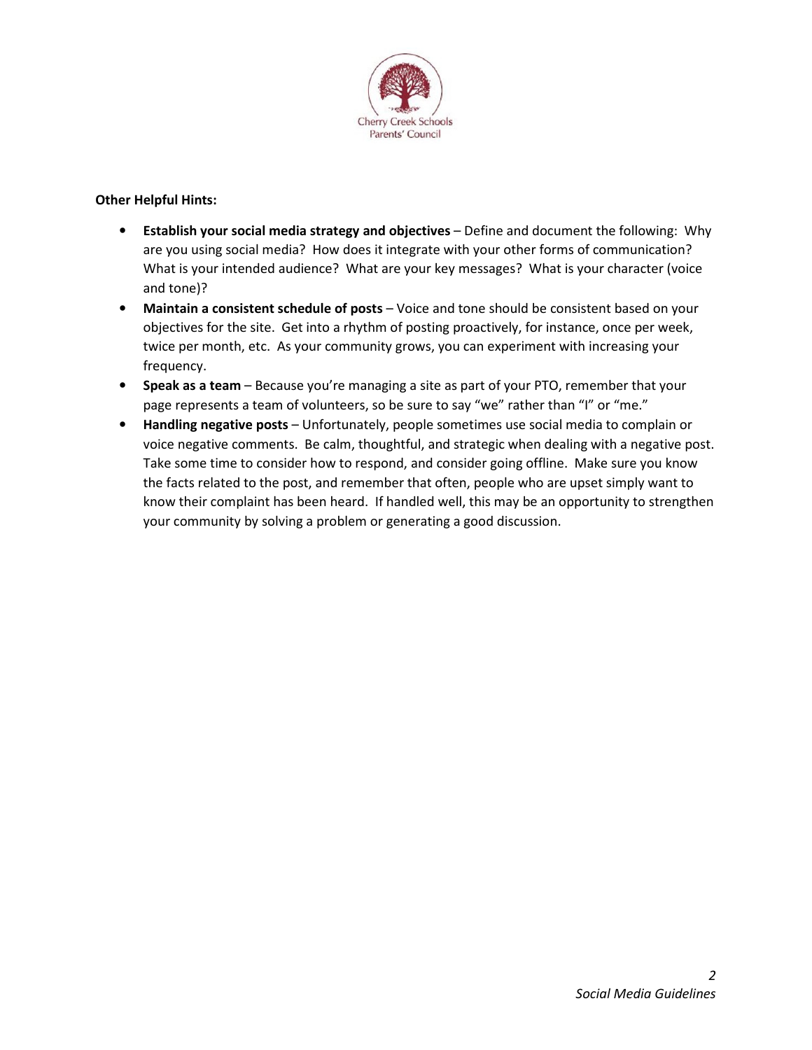**Other Helpful Hints:**

- **Establish your social media strategy and objectives** – Define and document the following: Why are you using social media? How does it integrate with your other forms of communication? What is your intended audience? What are your key messages? What is your character (voice and tone)?
- **Maintain a consistent schedule of posts** – Voice and tone should be consistent based on your objectives for the site. Get into a rhythm of posting proactively, for instance, once per week, twice per month, etc. As your community grows, you can experiment with increasing your frequency.
- **Speak as a team** – Because you're managing a site as part of your PTO, remember that your page represents a team of volunteers, so be sure to say "we" rather than "I" or "me."
- **Handling negative posts** – Unfortunately, people sometimes use social media to complain or voice negative comments. Be calm, thoughtful, and strategic when dealing with a negative post. Take some time to consider how to respond, and consider going offline. Make sure you know the facts related to the post, and remember that often, people who are upset simply want to know their complaint has been heard. If handled well, this may be an opportunity to strengthen your community by solving a problem or generating a good discussion.